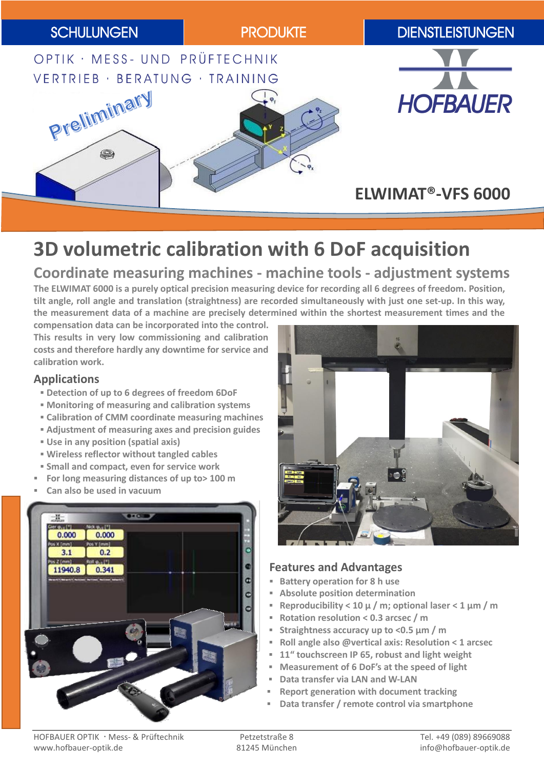SCHULUNGEN | PRODUKTE | DIENSTLEISTUNGEN

OPTIK · MESS- UND PRÜFTECHNIK
VERTRIEB · BERATUNG · TRAINING

HOFBAUER

Preliminary

## ELWIMAT®-VFS 6000

# 3D volumetric calibration with 6 DoF acquisition

## Coordinate measuring machines - machine tools - adjustment systems

**The ELWIMAT 6000 is a purely optical precision measuring device for recording all 6 degrees of freedom. Position, tilt angle, roll angle and translation (straightness) are recorded simultaneously with just one set-up. In this way, the measurement data of a machine are precisely determined within the shortest measurement times and the compensation data can be incorporated into the control. This results in very low commissioning and calibration costs and therefore hardly any downtime for service and calibration work.**

### Applications

- Detection of up to 6 degrees of freedom 6DoF
- Monitoring of measuring and calibration systems
- Calibration of CMM coordinate measuring machines
- Adjustment of measuring axes and precision guides
- Use in any position (spatial axis)
- Wireless reflector without tangled cables
- Small and compact, even for service work
- For long measuring distances of up to> 100 m
- Can also be used in vacuum

### Features and Advantages

- Battery operation for 8 h use
- Absolute position determination
- Reproducibility < 10 µ / m; optional laser < 1 µm / m
- Rotation resolution < 0.3 arcsec / m
- Straightness accuracy up to <0.5 µm / m
- Roll angle also @vertical axis: Resolution < 1 arcsec
- 11" touchscreen IP 65, robust and light weight
- Measurement of 6 DoF's at the speed of light
- Data transfer via LAN and W-LAN
- Report generation with document tracking
- Data transfer / remote control via smartphone

HOFBAUER OPTIK · Mess- & Prüftechnik
www.hofbauer-optik.de

Petzetstraße 8
81245 München

Tel. +49 (089) 89669088
info@hofbauer-optik.de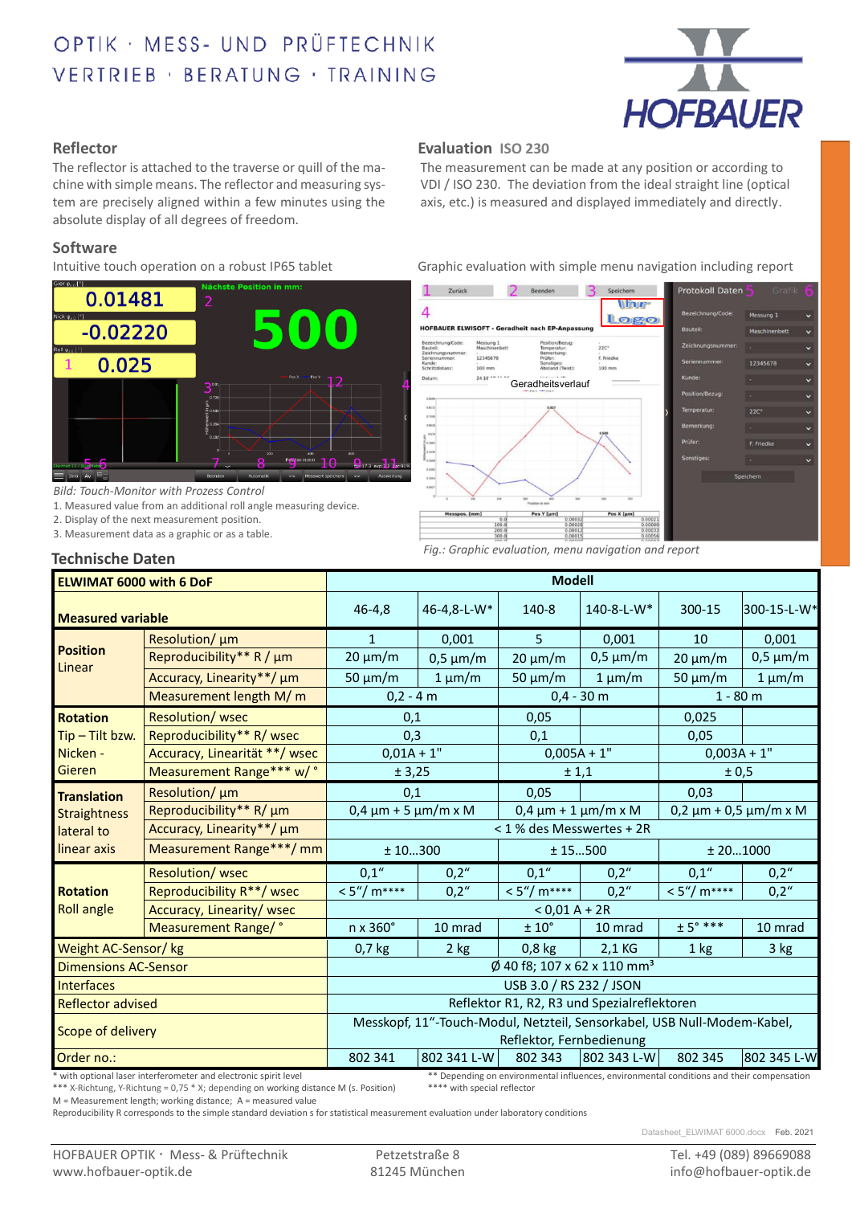OPTIK · MESS- UND PRÜFTECHNIK
VERTRIEB · BERATUNG · TRAINING

## Reflector

The reflector is attached to the traverse or quill of the machine with simple means. The reflector and measuring system are precisely aligned within a few minutes using the absolute display of all degrees of freedom.

## Software

Intuitive touch operation on a robust IP65 tablet

*Bild: Touch-Monitor with Prozess Control*

1. Measured value from an additional roll angle measuring device.
2. Display of the next measurement position.
3. Measurement data as a graphic or as a table.

## Evaluation ISO 230

The measurement can be made at any position or according to VDI / ISO 230. The deviation from the ideal straight line (optical axis, etc.) is measured and displayed immediately and directly.

Graphic evaluation with simple menu navigation including report

*Fig.: Graphic evaluation, menu navigation and report*

## Technische Daten

| ELWIMAT 6000 with 6 DoF | | Modell | | | | | |
|---|---|---|---|---|---|---|---|
| Measured variable | | 46-4,8 | 46-4,8-L-W* | 140-8 | 140-8-L-W* | 300-15 | 300-15-L-W* |
| **Position** Linear | Resolution/ µm | 1 | 0,001 | 5 | 0,001 | 10 | 0,001 |
| | Reproducibility** R / µm | 20 µm/m | 0,5 µm/m | 20 µm/m | 0,5 µm/m | 20 µm/m | 0,5 µm/m |
| | Accuracy, Linearity**/ µm | 50 µm/m | 1 µm/m | 50 µm/m | 1 µm/m | 50 µm/m | 1 µm/m |
| | Measurement length M/ m | 0,2 - 4 m | | 0,4 - 30 m | | 1 - 80 m | |
| **Rotation** Tip – Tilt bzw. Nicken - Gieren | Resolution/ wsec | 0,1 | | 0,05 | | 0,025 | |
| | Reproducibility** R/ wsec | 0,3 | | 0,1 | | 0,05 | |
| | Accuracy, Linearität **/ wsec | 0,01A + 1" | | 0,005A + 1" | | 0,003A + 1" | |
| | Measurement Range*** w/ ° | ± 3,25 | | ± 1,1 | | ± 0,5 | |
| **Translation** Straightness lateral to linear axis | Resolution/ µm | 0,1 | | 0,05 | | 0,03 | |
| | Reproducibility** R/ µm | 0,4 µm + 5 µm/m x M | | 0,4 µm + 1 µm/m x M | | 0,2 µm + 0,5 µm/m x M | |
| | Accuracy, Linearity**/ µm | < 1 % des Messwertes + 2R | | | | | |
| | Measurement Range***/ mm | ± 10…300 | | ± 15…500 | | ± 20…1000 | |
| **Rotation** Roll angle | Resolution/ wsec | 0,1“ | 0,2“ | 0,1“ | 0,2“ | 0,1“ | 0,2“ |
| | Reproducibility R**/ wsec | < 5“/ m**** | 0,2“ | < 5“/ m**** | 0,2“ | < 5“/ m**** | 0,2“ |
| | Accuracy, Linearity/ wsec | < 0,01 A + 2R | | | | | |
| | Measurement Range/ ° | n x 360° | 10 mrad | ± 10° | 10 mrad | ± 5° *** | 10 mrad |
| Weight AC-Sensor/ kg | | 0,7 kg | 2 kg | 0,8 kg | 2,1 KG | 1 kg | 3 kg |
| Dimensions AC-Sensor | | Ø 40 f8; 107 x 62 x 110 mm³ | | | | | |
| Interfaces | | USB 3.0 / RS 232 / JSON | | | | | |
| Reflector advised | | Reflektor R1, R2, R3 und Spezialreflektoren | | | | | |
| Scope of delivery | | Messkopf, 11“-Touch-Modul, Netzteil, Sensorkabel, USB Null-Modem-Kabel, Reflektor, Fernbedienung | | | | | |
| Order no.: | | 802 341 | 802 341 L-W | 802 343 | 802 343 L-W | 802 345 | 802 345 L-W |

\* with optional laser interferometer and electronic spirit level
** Depending on environmental influences, environmental conditions and their compensation
*** X-Richtung, Y-Richtung = 0,75 * X; depending on working distance M (s. Position)
**** with special reflector
M = Measurement length; working distance; A = measured value
Reproducibility R corresponds to the simple standard deviation s for statistical measurement evaluation under laboratory conditions

Datasheet_ELWIMAT 6000.docx Feb. 2021

HOFBAUER OPTIK · Mess- & Prüftechnik
www.hofbauer-optik.de
Petzetstraße 8
81245 München
Tel. +49 (089) 89669088
info@hofbauer-optik.de